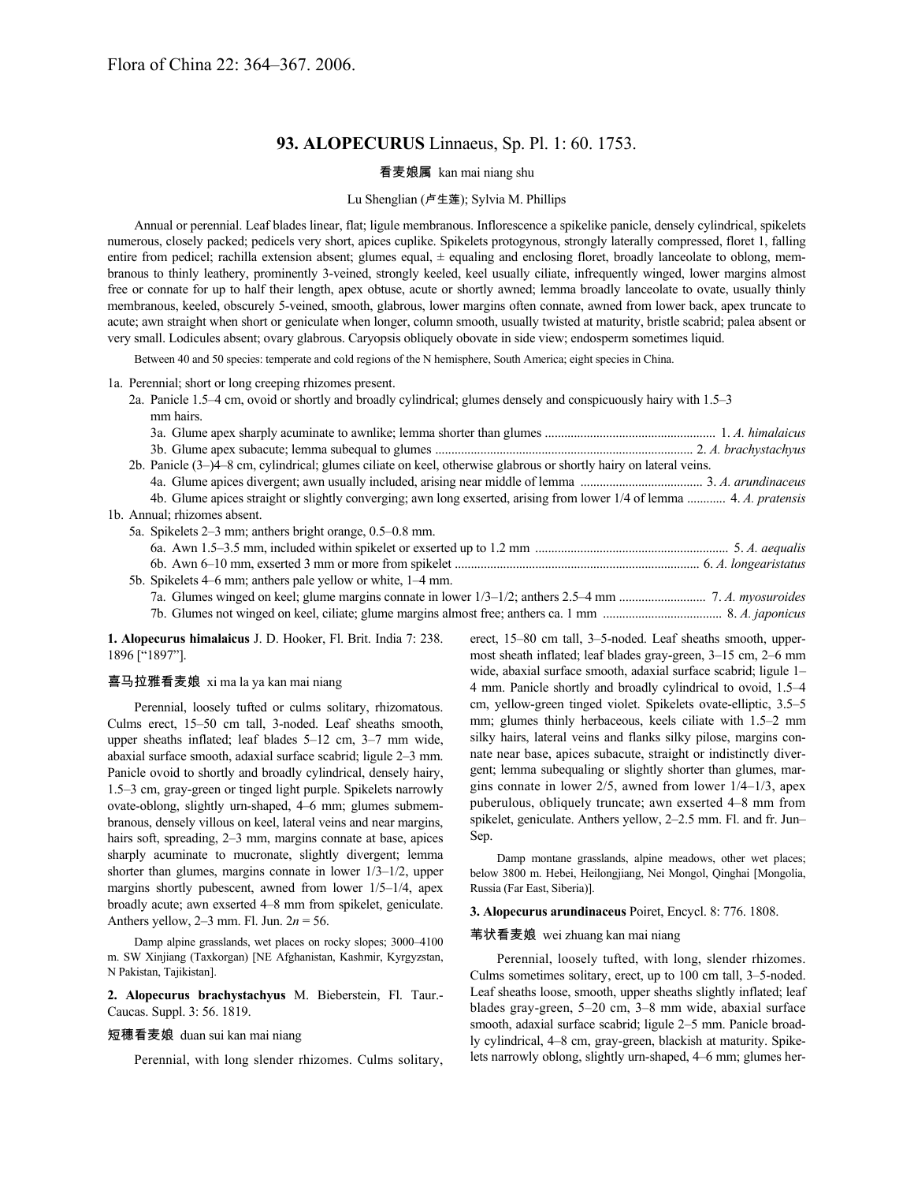Flora of China 22: 364–367. 2006.

# 93. ALOPECURUS Linnaeus, Sp. Pl. 1: 60. 1753.

看麦娘属 kan mai niang shu

Lu Shenglian (卢生莲); Sylvia M. Phillips

Annual or perennial. Leaf blades linear, flat; ligule membranous. Inflorescence a spikelike panicle, densely cylindrical, spikelets numerous, closely packed; pedicels very short, apices cuplike. Spikelets protogynous, strongly laterally compressed, floret 1, falling entire from pedicel; rachilla extension absent; glumes equal, ± equaling and enclosing floret, broadly lanceolate to oblong, membranous to thinly leathery, prominently 3-veined, strongly keeled, keel usually ciliate, infrequently winged, lower margins almost free or connate for up to half their length, apex obtuse, acute or shortly awned; lemma broadly lanceolate to ovate, usually thinly membranous, keeled, obscurely 5-veined, smooth, glabrous, lower margins often connate, awned from lower back, apex truncate to acute; awn straight when short or geniculate when longer, column smooth, usually twisted at maturity, bristle scabrid; palea absent or very small. Lodicules absent; ovary glabrous. Caryopsis obliquely obovate in side view; endosperm sometimes liquid.

Between 40 and 50 species: temperate and cold regions of the N hemisphere, South America; eight species in China.

1a. Perennial; short or long creeping rhizomes present.
- 2a. Panicle 1.5–4 cm, ovoid or shortly and broadly cylindrical; glumes densely and conspicuously hairy with 1.5–3 mm hairs.
  - 3a. Glume apex sharply acuminate to awnlike; lemma shorter than glumes .................................................... 1. *A. himalaicus*
  - 3b. Glume apex subacute; lemma subequal to glumes ............................................................................... 2. *A. brachystachyus*
- 2b. Panicle (3–)4–8 cm, cylindrical; glumes ciliate on keel, otherwise glabrous or shortly hairy on lateral veins.
  - 4a. Glume apices divergent; awn usually included, arising near middle of lemma ..................................... 3. *A. arundinaceus*
  - 4b. Glume apices straight or slightly converging; awn long exserted, arising from lower 1/4 of lemma ............ 4. *A. pratensis*

1b. Annual; rhizomes absent.
- 5a. Spikelets 2–3 mm; anthers bright orange, 0.5–0.8 mm.
  - 6a. Awn 1.5–3.5 mm, included within spikelet or exserted up to 1.2 mm ........................................................... 5. *A. aequalis*
  - 6b. Awn 6–10 mm, exserted 3 mm or more from spikelet .......................................................................... 6. *A. longearistatus*
- 5b. Spikelets 4–6 mm; anthers pale yellow or white, 1–4 mm.
  - 7a. Glumes winged on keel; glume margins connate in lower 1/3–1/2; anthers 2.5–4 mm .......................... 7. *A. myosuroides*
  - 7b. Glumes not winged on keel, ciliate; glume margins almost free; anthers ca. 1 mm .................................... 8. *A. japonicus*

**1. Alopecurus himalaicus** J. D. Hooker, Fl. Brit. India 7: 238. 1896 ["1897"].

喜马拉雅看麦娘 xi ma la ya kan mai niang

Perennial, loosely tufted or culms solitary, rhizomatous. Culms erect, 15–50 cm tall, 3-noded. Leaf sheaths smooth, upper sheaths inflated; leaf blades 5–12 cm, 3–7 mm wide, abaxial surface smooth, adaxial surface scabrid; ligule 2–3 mm. Panicle ovoid to shortly and broadly cylindrical, densely hairy, 1.5–3 cm, gray-green or tinged light purple. Spikelets narrowly ovate-oblong, slightly urn-shaped, 4–6 mm; glumes submembranous, densely villous on keel, lateral veins and near margins, hairs soft, spreading, 2–3 mm, margins connate at base, apices sharply acuminate to mucronate, slightly divergent; lemma shorter than glumes, margins connate in lower 1/3–1/2, upper margins shortly pubescent, awned from lower 1/5–1/4, apex broadly acute; awn exserted 4–8 mm from spikelet, geniculate. Anthers yellow, 2–3 mm. Fl. Jun. $2n = 56$.

Damp alpine grasslands, wet places on rocky slopes; 3000–4100 m. SW Xinjiang (Taxkorgan) [NE Afghanistan, Kashmir, Kyrgyzstan, N Pakistan, Tajikistan].

**2. Alopecurus brachystachyus** M. Bieberstein, Fl. Taur.-Caucas. Suppl. 3: 56. 1819.

短穗看麦娘 duan sui kan mai niang

Perennial, with long slender rhizomes. Culms solitary, erect, 15–80 cm tall, 3–5-noded. Leaf sheaths smooth, uppermost sheath inflated; leaf blades gray-green, 3–15 cm, 2–6 mm wide, abaxial surface smooth, adaxial surface scabrid; ligule 1–4 mm. Panicle shortly and broadly cylindrical to ovoid, 1.5–4 cm, yellow-green tinged violet. Spikelets ovate-elliptic, 3.5–5 mm; glumes thinly herbaceous, keels ciliate with 1.5–2 mm silky hairs, lateral veins and flanks silky pilose, margins connate near base, apices subacute, straight or indistinctly divergent; lemma subequaling or slightly shorter than glumes, margins connate in lower 2/5, awned from lower 1/4–1/3, apex puberulous, obliquely truncate; awn exserted 4–8 mm from spikelet, geniculate. Anthers yellow, 2–2.5 mm. Fl. and fr. Jun–Sep.

Damp montane grasslands, alpine meadows, other wet places; below 3800 m. Hebei, Heilongjiang, Nei Mongol, Qinghai [Mongolia, Russia (Far East, Siberia)].

**3. Alopecurus arundinaceus** Poiret, Encycl. 8: 776. 1808.

苇状看麦娘 wei zhuang kan mai niang

Perennial, loosely tufted, with long, slender rhizomes. Culms sometimes solitary, erect, up to 100 cm tall, 3–5-noded. Leaf sheaths loose, smooth, upper sheaths slightly inflated; leaf blades gray-green, 5–20 cm, 3–8 mm wide, abaxial surface smooth, adaxial surface scabrid; ligule 2–5 mm. Panicle broadly cylindrical, 4–8 cm, gray-green, blackish at maturity. Spikelets narrowly oblong, slightly urn-shaped, 4–6 mm; glumes her-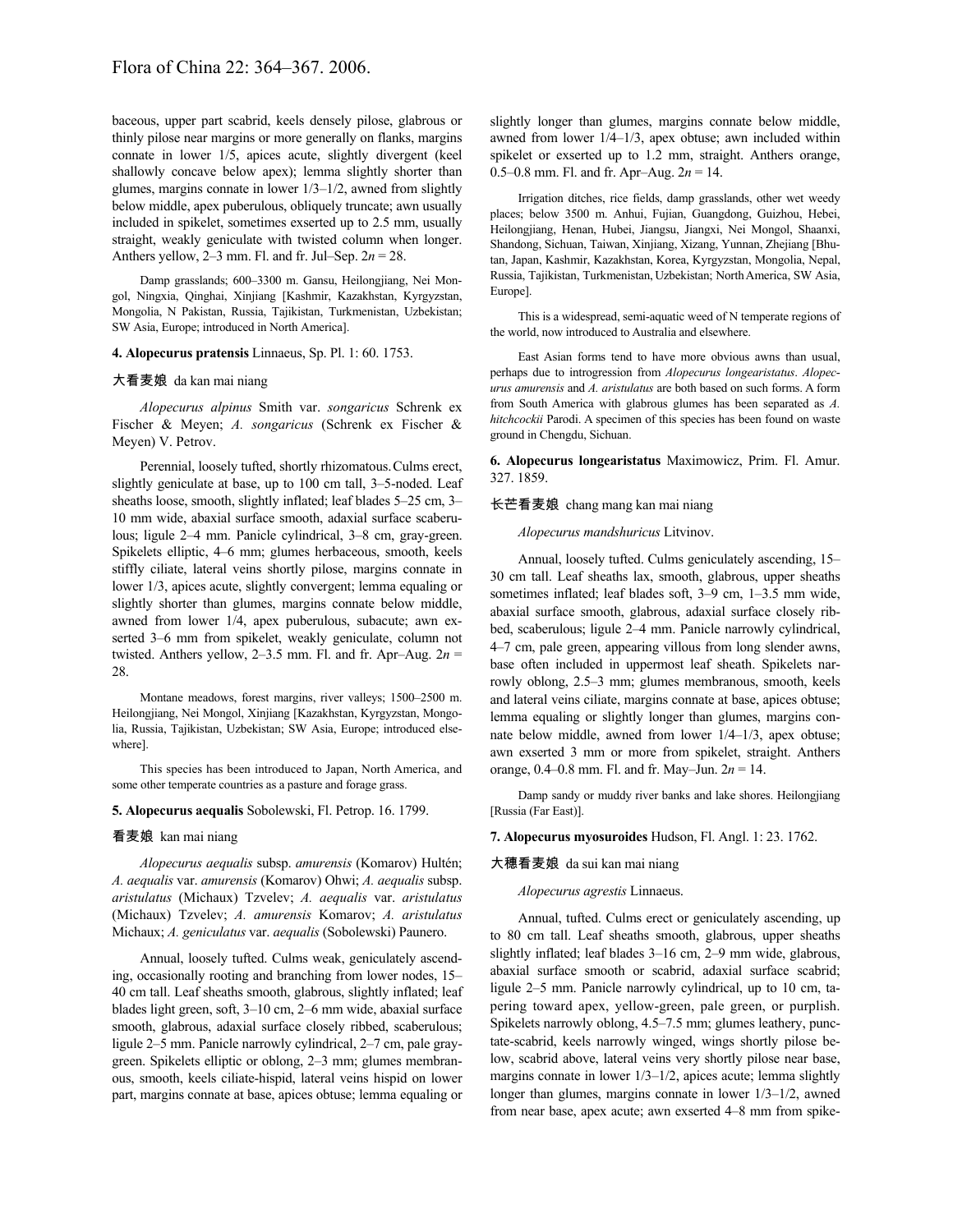baceous, upper part scabrid, keels densely pilose, glabrous or thinly pilose near margins or more generally on flanks, margins connate in lower 1/5, apices acute, slightly divergent (keel shallowly concave below apex); lemma slightly shorter than glumes, margins connate in lower 1/3–1/2, awned from slightly below middle, apex puberulous, obliquely truncate; awn usually included in spikelet, sometimes exserted up to 2.5 mm, usually straight, weakly geniculate with twisted column when longer. Anthers yellow, 2–3 mm. Fl. and fr. Jul–Sep. $2n = 28$.

Damp grasslands; 600–3300 m. Gansu, Heilongjiang, Nei Mongol, Ningxia, Qinghai, Xinjiang [Kashmir, Kazakhstan, Kyrgyzstan, Mongolia, N Pakistan, Russia, Tajikistan, Turkmenistan, Uzbekistan; SW Asia, Europe; introduced in North America].

**4. Alopecurus pratensis** Linnaeus, Sp. Pl. 1: 60. 1753.

大看麦娘 da kan mai niang

*Alopecurus alpinus* Smith var. *songaricus* Schrenk ex Fischer & Meyen; *A. songaricus* (Schrenk ex Fischer & Meyen) V. Petrov.

Perennial, loosely tufted, shortly rhizomatous. Culms erect, slightly geniculate at base, up to 100 cm tall, 3–5-noded. Leaf sheaths loose, smooth, slightly inflated; leaf blades 5–25 cm, 3–10 mm wide, abaxial surface smooth, adaxial surface scaberulous; ligule 2–4 mm. Panicle cylindrical, 3–8 cm, gray-green. Spikelets elliptic, 4–6 mm; glumes herbaceous, smooth, keels stiffly ciliate, lateral veins shortly pilose, margins connate in lower 1/3, apices acute, slightly convergent; lemma equaling or slightly shorter than glumes, margins connate below middle, awned from lower 1/4, apex puberulous, subacute; awn exserted 3–6 mm from spikelet, weakly geniculate, column not twisted. Anthers yellow, 2–3.5 mm. Fl. and fr. Apr–Aug. $2n = 28$.

Montane meadows, forest margins, river valleys; 1500–2500 m. Heilongjiang, Nei Mongol, Xinjiang [Kazakhstan, Kyrgyzstan, Mongolia, Russia, Tajikistan, Uzbekistan; SW Asia, Europe; introduced elsewhere].

This species has been introduced to Japan, North America, and some other temperate countries as a pasture and forage grass.

**5. Alopecurus aequalis** Sobolewski, Fl. Petrop. 16. 1799.

看麦娘 kan mai niang

*Alopecurus aequalis* subsp. *amurensis* (Komarov) Hultén; *A. aequalis* var. *amurensis* (Komarov) Ohwi; *A. aequalis* subsp. *aristulatus* (Michaux) Tzvelev; *A. aequalis* var. *aristulatus* (Michaux) Tzvelev; *A. amurensis* Komarov; *A. aristulatus* Michaux; *A. geniculatus* var. *aequalis* (Sobolewski) Paunero.

Annual, loosely tufted. Culms weak, geniculately ascending, occasionally rooting and branching from lower nodes, 15–40 cm tall. Leaf sheaths smooth, glabrous, slightly inflated; leaf blades light green, soft, 3–10 cm, 2–6 mm wide, abaxial surface smooth, glabrous, adaxial surface closely ribbed, scaberulous; ligule 2–5 mm. Panicle narrowly cylindrical, 2–7 cm, pale gray-green. Spikelets elliptic or oblong, 2–3 mm; glumes membranous, smooth, keels ciliate-hispid, lateral veins hispid on lower part, margins connate at base, apices obtuse; lemma equaling or slightly longer than glumes, margins connate below middle, awned from lower 1/4–1/3, apex obtuse; awn included within spikelet or exserted up to 1.2 mm, straight. Anthers orange, 0.5–0.8 mm. Fl. and fr. Apr–Aug. $2n = 14$.

Irrigation ditches, rice fields, damp grasslands, other wet weedy places; below 3500 m. Anhui, Fujian, Guangdong, Guizhou, Hebei, Heilongjiang, Henan, Hubei, Jiangsu, Jiangxi, Nei Mongol, Shaanxi, Shandong, Sichuan, Taiwan, Xinjiang, Xizang, Yunnan, Zhejiang [Bhutan, Japan, Kashmir, Kazakhstan, Korea, Kyrgyzstan, Mongolia, Nepal, Russia, Tajikistan, Turkmenistan, Uzbekistan; North America, SW Asia, Europe].

This is a widespread, semi-aquatic weed of N temperate regions of the world, now introduced to Australia and elsewhere.

East Asian forms tend to have more obvious awns than usual, perhaps due to introgression from *Alopecurus longearistatus*. *Alopecurus amurensis* and *A. aristulatus* are both based on such forms. A form from South America with glabrous glumes has been separated as *A. hitchcockii* Parodi. A specimen of this species has been found on waste ground in Chengdu, Sichuan.

**6. Alopecurus longearistatus** Maximowicz, Prim. Fl. Amur. 327. 1859.

长芒看麦娘 chang mang kan mai niang

*Alopecurus mandshuricus* Litvinov.

Annual, loosely tufted. Culms geniculately ascending, 15–30 cm tall. Leaf sheaths lax, smooth, glabrous, upper sheaths sometimes inflated; leaf blades soft, 3–9 cm, 1–3.5 mm wide, abaxial surface smooth, glabrous, adaxial surface closely ribbed, scaberulous; ligule 2–4 mm. Panicle narrowly cylindrical, 4–7 cm, pale green, appearing villous from long slender awns, base often included in uppermost leaf sheath. Spikelets narrowly oblong, 2.5–3 mm; glumes membranous, smooth, keels and lateral veins ciliate, margins connate at base, apices obtuse; lemma equaling or slightly longer than glumes, margins connate below middle, awned from lower 1/4–1/3, apex obtuse; awn exserted 3 mm or more from spikelet, straight. Anthers orange, 0.4–0.8 mm. Fl. and fr. May–Jun. $2n = 14$.

Damp sandy or muddy river banks and lake shores. Heilongjiang [Russia (Far East)].

**7. Alopecurus myosuroides** Hudson, Fl. Angl. 1: 23. 1762.

大穗看麦娘 da sui kan mai niang

*Alopecurus agrestis* Linnaeus.

Annual, tufted. Culms erect or geniculately ascending, up to 80 cm tall. Leaf sheaths smooth, glabrous, upper sheaths slightly inflated; leaf blades 3–16 cm, 2–9 mm wide, glabrous, abaxial surface smooth or scabrid, adaxial surface scabrid; ligule 2–5 mm. Panicle narrowly cylindrical, up to 10 cm, tapering toward apex, yellow-green, pale green, or purplish. Spikelets narrowly oblong, 4.5–7.5 mm; glumes leathery, punctate-scabrid, keels narrowly winged, wings shortly pilose below, scabrid above, lateral veins very shortly pilose near base, margins connate in lower 1/3–1/2, apices acute; lemma slightly longer than glumes, margins connate in lower 1/3–1/2, awned from near base, apex acute; awn exserted 4–8 mm from spike-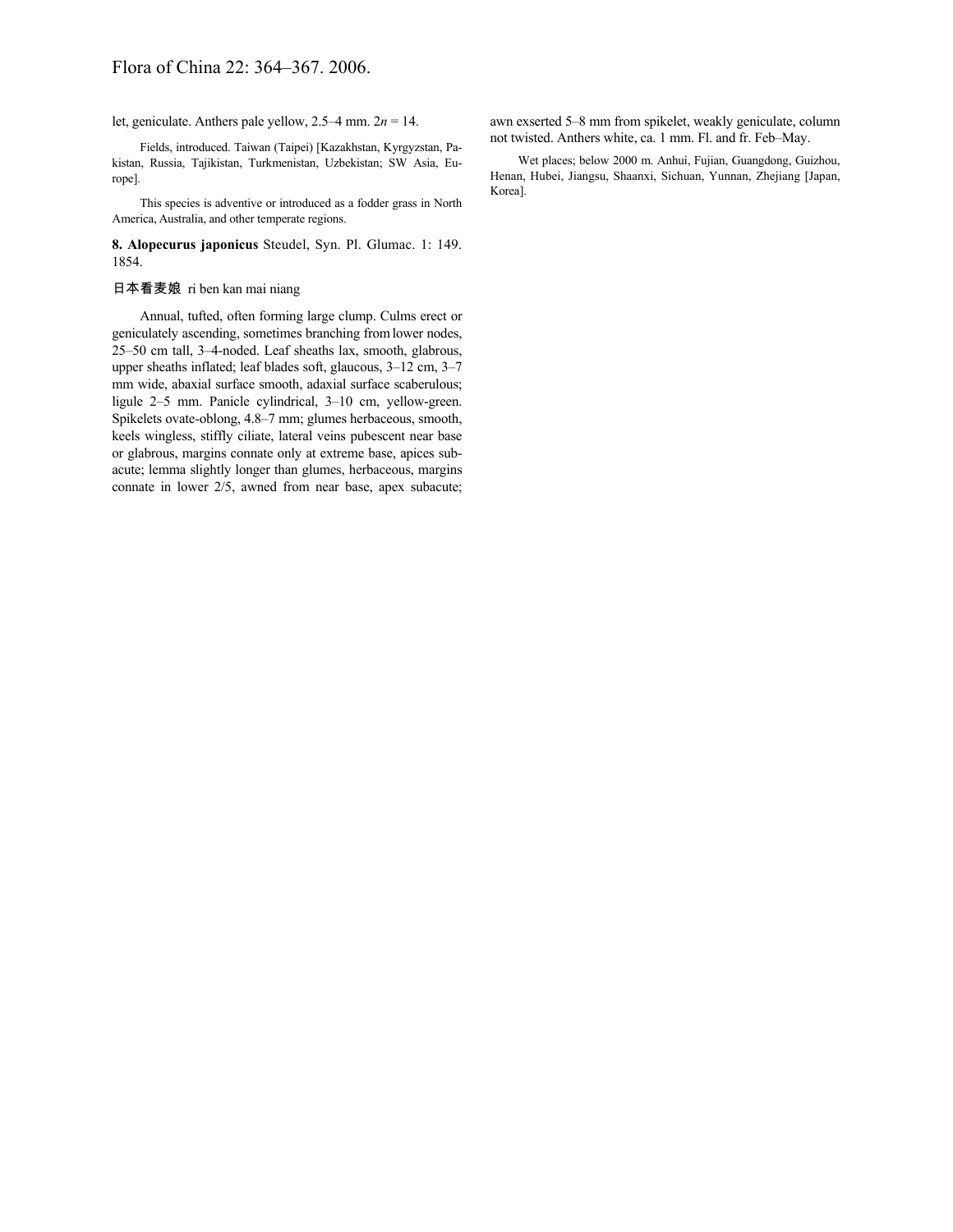let, geniculate. Anthers pale yellow, 2.5–4 mm. $2n = 14$.

Fields, introduced. Taiwan (Taipei) [Kazakhstan, Kyrgyzstan, Pakistan, Russia, Tajikistan, Turkmenistan, Uzbekistan; SW Asia, Europe].

This species is adventive or introduced as a fodder grass in North America, Australia, and other temperate regions.

**8. Alopecurus japonicus** Steudel, Syn. Pl. Glumac. 1: 149. 1854.

日本看麦娘 ri ben kan mai niang

Annual, tufted, often forming large clump. Culms erect or geniculately ascending, sometimes branching from lower nodes, 25–50 cm tall, 3–4-noded. Leaf sheaths lax, smooth, glabrous, upper sheaths inflated; leaf blades soft, glaucous, 3–12 cm, 3–7 mm wide, abaxial surface smooth, adaxial surface scaberulous; ligule 2–5 mm. Panicle cylindrical, 3–10 cm, yellow-green. Spikelets ovate-oblong, 4.8–7 mm; glumes herbaceous, smooth, keels wingless, stiffly ciliate, lateral veins pubescent near base or glabrous, margins connate only at extreme base, apices subacute; lemma slightly longer than glumes, herbaceous, margins connate in lower 2/5, awned from near base, apex subacute; awn exserted 5–8 mm from spikelet, weakly geniculate, column not twisted. Anthers white, ca. 1 mm. Fl. and fr. Feb–May.

Wet places; below 2000 m. Anhui, Fujian, Guangdong, Guizhou, Henan, Hubei, Jiangsu, Shaanxi, Sichuan, Yunnan, Zhejiang [Japan, Korea].